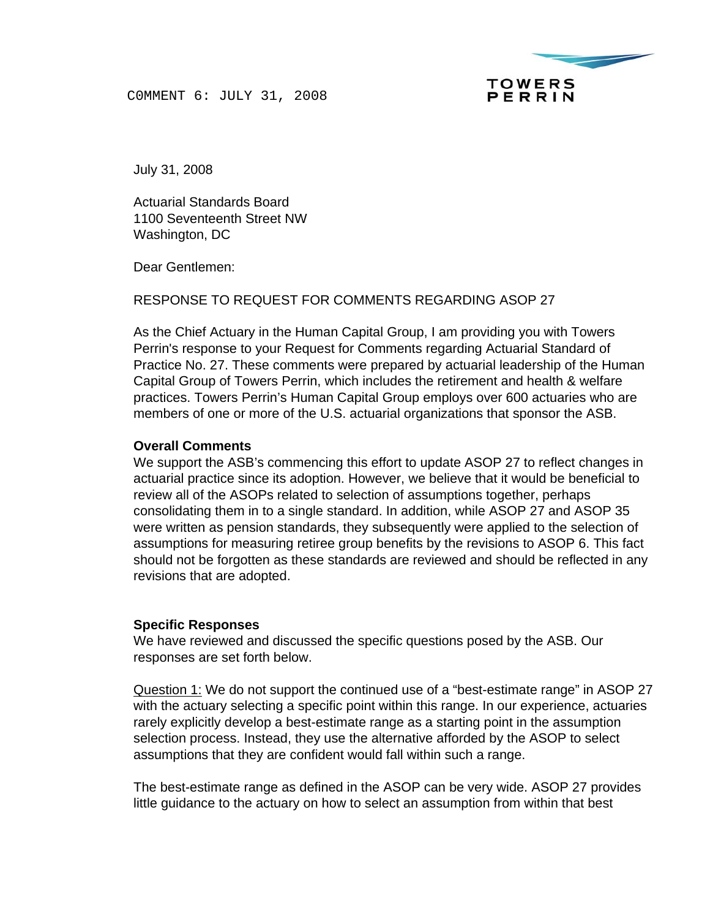C0MMENT 6: JULY 31, 2008

TOWERS PERRIN

July 31, 2008

Actuarial Standards Board
1100 Seventeenth Street NW
Washington, DC

Dear Gentlemen:

RESPONSE TO REQUEST FOR COMMENTS REGARDING ASOP 27

As the Chief Actuary in the Human Capital Group, I am providing you with Towers Perrin's response to your Request for Comments regarding Actuarial Standard of Practice No. 27. These comments were prepared by actuarial leadership of the Human Capital Group of Towers Perrin, which includes the retirement and health & welfare practices. Towers Perrin's Human Capital Group employs over 600 actuaries who are members of one or more of the U.S. actuarial organizations that sponsor the ASB.

**Overall Comments**

We support the ASB's commencing this effort to update ASOP 27 to reflect changes in actuarial practice since its adoption. However, we believe that it would be beneficial to review all of the ASOPs related to selection of assumptions together, perhaps consolidating them in to a single standard. In addition, while ASOP 27 and ASOP 35 were written as pension standards, they subsequently were applied to the selection of assumptions for measuring retiree group benefits by the revisions to ASOP 6. This fact should not be forgotten as these standards are reviewed and should be reflected in any revisions that are adopted.

**Specific Responses**

We have reviewed and discussed the specific questions posed by the ASB. Our responses are set forth below.

Question 1: We do not support the continued use of a "best-estimate range" in ASOP 27 with the actuary selecting a specific point within this range. In our experience, actuaries rarely explicitly develop a best-estimate range as a starting point in the assumption selection process. Instead, they use the alternative afforded by the ASOP to select assumptions that they are confident would fall within such a range.

The best-estimate range as defined in the ASOP can be very wide. ASOP 27 provides little guidance to the actuary on how to select an assumption from within that best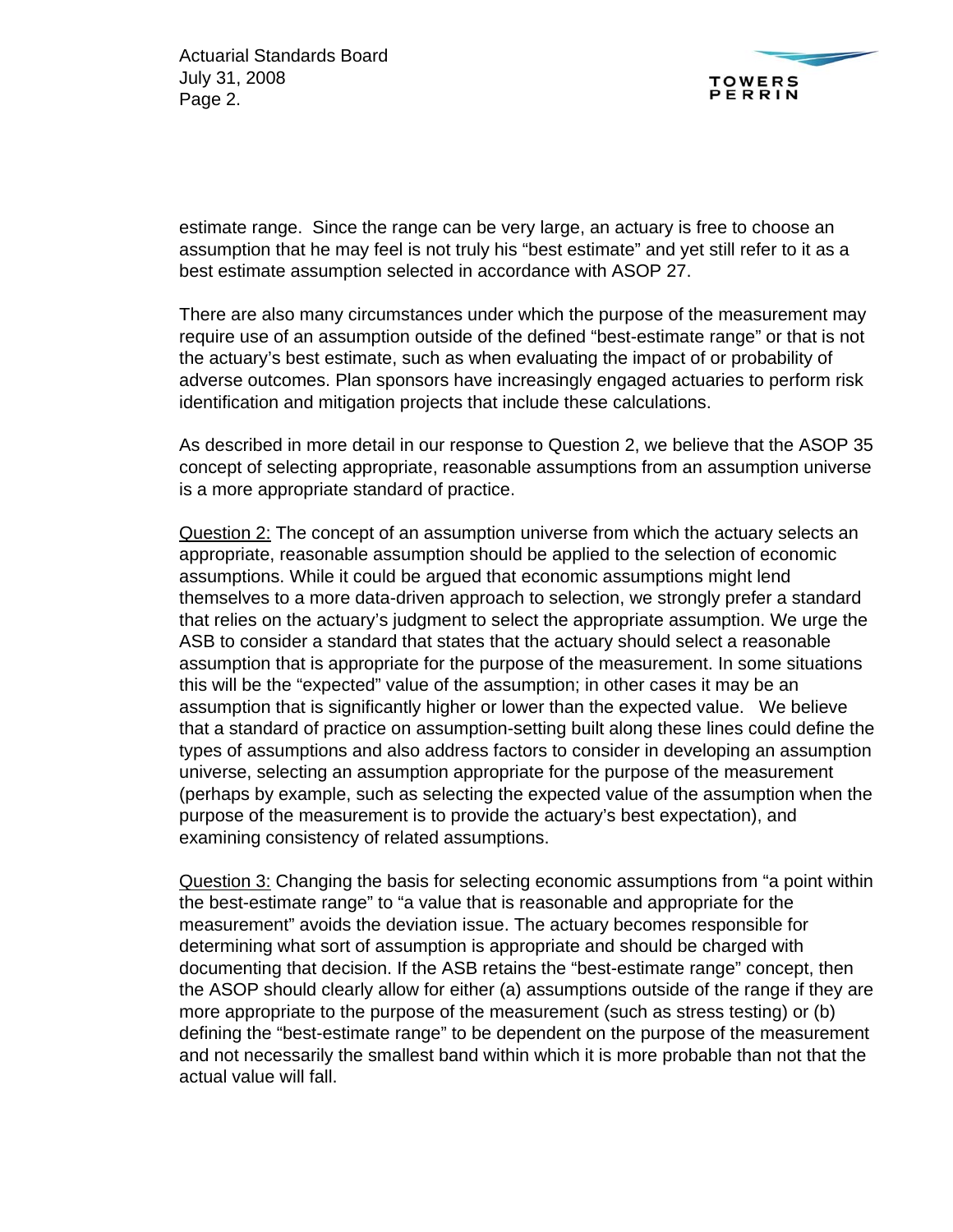estimate range. Since the range can be very large, an actuary is free to choose an assumption that he may feel is not truly his "best estimate" and yet still refer to it as a best estimate assumption selected in accordance with ASOP 27.

There are also many circumstances under which the purpose of the measurement may require use of an assumption outside of the defined "best-estimate range" or that is not the actuary's best estimate, such as when evaluating the impact of or probability of adverse outcomes. Plan sponsors have increasingly engaged actuaries to perform risk identification and mitigation projects that include these calculations.

As described in more detail in our response to Question 2, we believe that the ASOP 35 concept of selecting appropriate, reasonable assumptions from an assumption universe is a more appropriate standard of practice.

<u>Question 2:</u> The concept of an assumption universe from which the actuary selects an appropriate, reasonable assumption should be applied to the selection of economic assumptions. While it could be argued that economic assumptions might lend themselves to a more data-driven approach to selection, we strongly prefer a standard that relies on the actuary's judgment to select the appropriate assumption. We urge the ASB to consider a standard that states that the actuary should select a reasonable assumption that is appropriate for the purpose of the measurement. In some situations this will be the "expected" value of the assumption; in other cases it may be an assumption that is significantly higher or lower than the expected value. We believe that a standard of practice on assumption-setting built along these lines could define the types of assumptions and also address factors to consider in developing an assumption universe, selecting an assumption appropriate for the purpose of the measurement (perhaps by example, such as selecting the expected value of the assumption when the purpose of the measurement is to provide the actuary's best expectation), and examining consistency of related assumptions.

<u>Question 3:</u> Changing the basis for selecting economic assumptions from "a point within the best-estimate range" to "a value that is reasonable and appropriate for the measurement" avoids the deviation issue. The actuary becomes responsible for determining what sort of assumption is appropriate and should be charged with documenting that decision. If the ASB retains the "best-estimate range" concept, then the ASOP should clearly allow for either (a) assumptions outside of the range if they are more appropriate to the purpose of the measurement (such as stress testing) or (b) defining the "best-estimate range" to be dependent on the purpose of the measurement and not necessarily the smallest band within which it is more probable than not that the actual value will fall.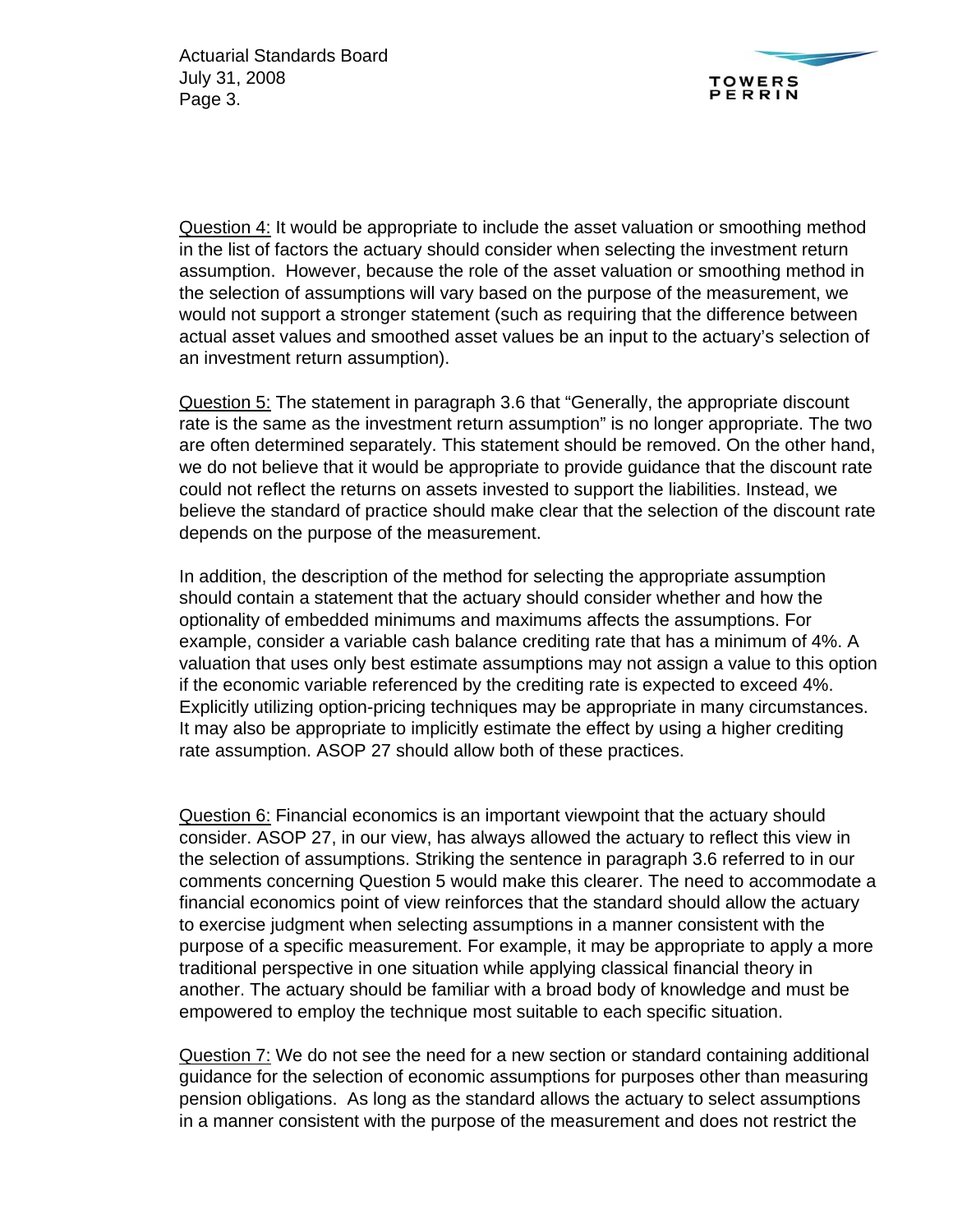Question 4: It would be appropriate to include the asset valuation or smoothing method in the list of factors the actuary should consider when selecting the investment return assumption. However, because the role of the asset valuation or smoothing method in the selection of assumptions will vary based on the purpose of the measurement, we would not support a stronger statement (such as requiring that the difference between actual asset values and smoothed asset values be an input to the actuary's selection of an investment return assumption).

Question 5: The statement in paragraph 3.6 that "Generally, the appropriate discount rate is the same as the investment return assumption" is no longer appropriate. The two are often determined separately. This statement should be removed. On the other hand, we do not believe that it would be appropriate to provide guidance that the discount rate could not reflect the returns on assets invested to support the liabilities. Instead, we believe the standard of practice should make clear that the selection of the discount rate depends on the purpose of the measurement.

In addition, the description of the method for selecting the appropriate assumption should contain a statement that the actuary should consider whether and how the optionality of embedded minimums and maximums affects the assumptions. For example, consider a variable cash balance crediting rate that has a minimum of 4%. A valuation that uses only best estimate assumptions may not assign a value to this option if the economic variable referenced by the crediting rate is expected to exceed 4%. Explicitly utilizing option-pricing techniques may be appropriate in many circumstances. It may also be appropriate to implicitly estimate the effect by using a higher crediting rate assumption. ASOP 27 should allow both of these practices.

Question 6: Financial economics is an important viewpoint that the actuary should consider. ASOP 27, in our view, has always allowed the actuary to reflect this view in the selection of assumptions. Striking the sentence in paragraph 3.6 referred to in our comments concerning Question 5 would make this clearer. The need to accommodate a financial economics point of view reinforces that the standard should allow the actuary to exercise judgment when selecting assumptions in a manner consistent with the purpose of a specific measurement. For example, it may be appropriate to apply a more traditional perspective in one situation while applying classical financial theory in another. The actuary should be familiar with a broad body of knowledge and must be empowered to employ the technique most suitable to each specific situation.

Question 7: We do not see the need for a new section or standard containing additional guidance for the selection of economic assumptions for purposes other than measuring pension obligations. As long as the standard allows the actuary to select assumptions in a manner consistent with the purpose of the measurement and does not restrict the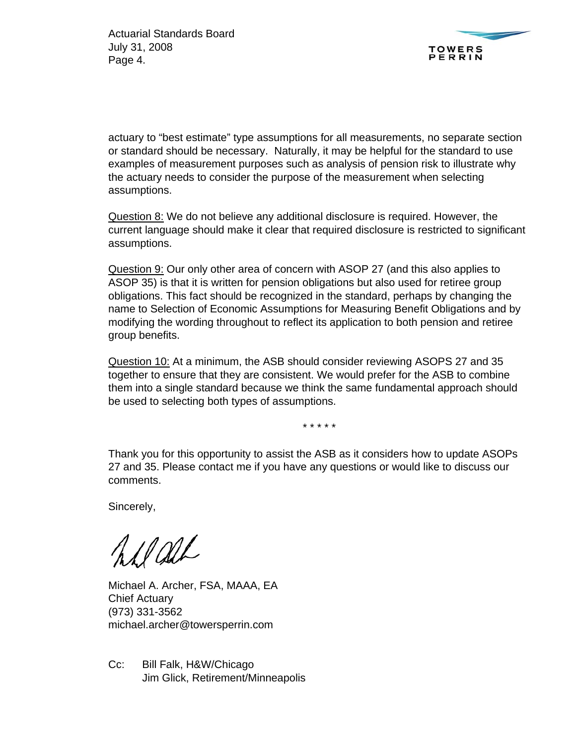actuary to "best estimate" type assumptions for all measurements, no separate section or standard should be necessary. Naturally, it may be helpful for the standard to use examples of measurement purposes such as analysis of pension risk to illustrate why the actuary needs to consider the purpose of the measurement when selecting assumptions.

<u>Question 8:</u> We do not believe any additional disclosure is required. However, the current language should make it clear that required disclosure is restricted to significant assumptions.

<u>Question 9:</u> Our only other area of concern with ASOP 27 (and this also applies to ASOP 35) is that it is written for pension obligations but also used for retiree group obligations. This fact should be recognized in the standard, perhaps by changing the name to Selection of Economic Assumptions for Measuring Benefit Obligations and by modifying the wording throughout to reflect its application to both pension and retiree group benefits.

<u>Question 10:</u> At a minimum, the ASB should consider reviewing ASOPS 27 and 35 together to ensure that they are consistent. We would prefer for the ASB to combine them into a single standard because we think the same fundamental approach should be used to selecting both types of assumptions.

\* \* \* \* \*

Thank you for this opportunity to assist the ASB as it considers how to update ASOPs 27 and 35. Please contact me if you have any questions or would like to discuss our comments.

Sincerely,

Michael A. Archer, FSA, MAAA, EA
Chief Actuary
(973) 331-3562
michael.archer@towersperrin.com

Cc: Bill Falk, H&W/Chicago
Jim Glick, Retirement/Minneapolis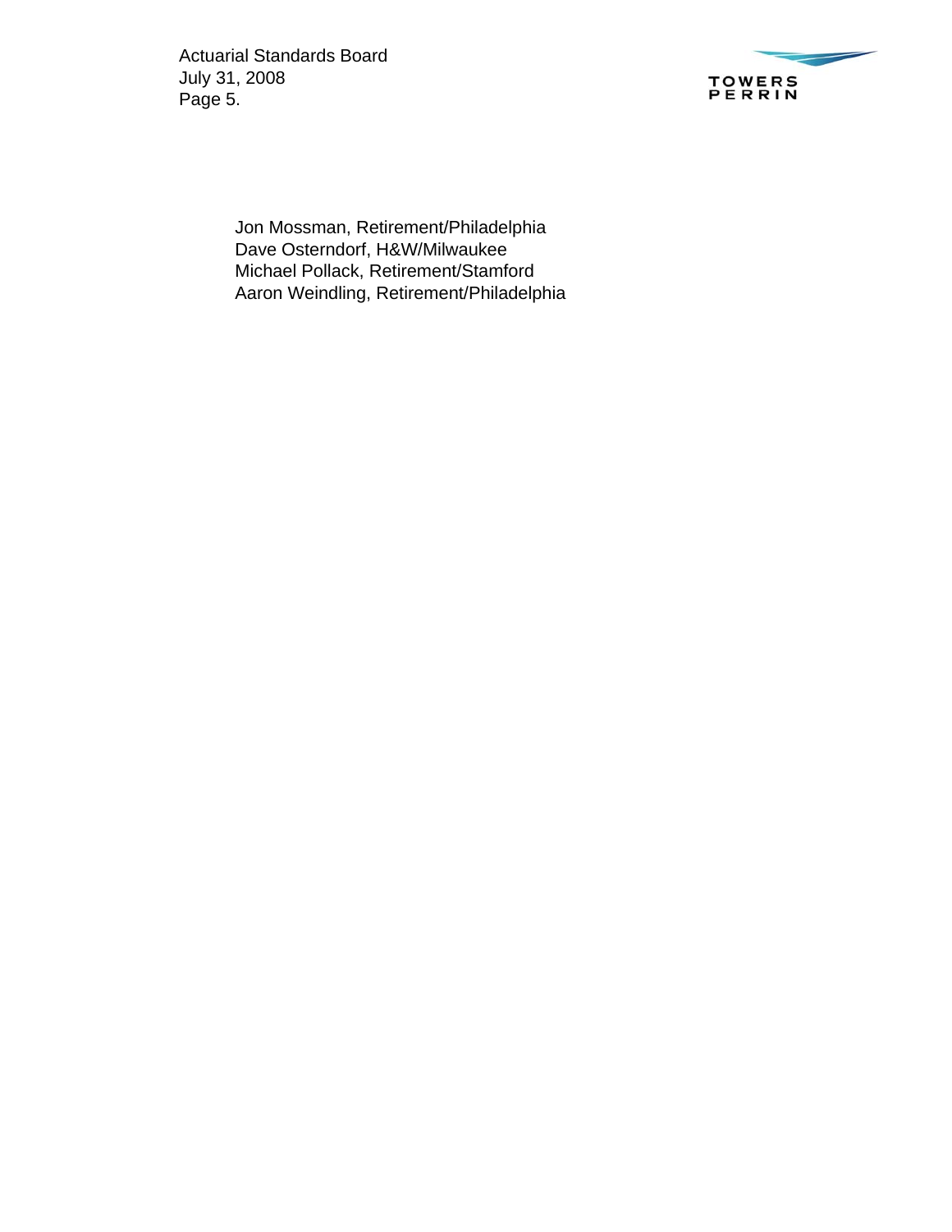Jon Mossman, Retirement/Philadelphia
Dave Osterndorf, H&W/Milwaukee
Michael Pollack, Retirement/Stamford
Aaron Weindling, Retirement/Philadelphia